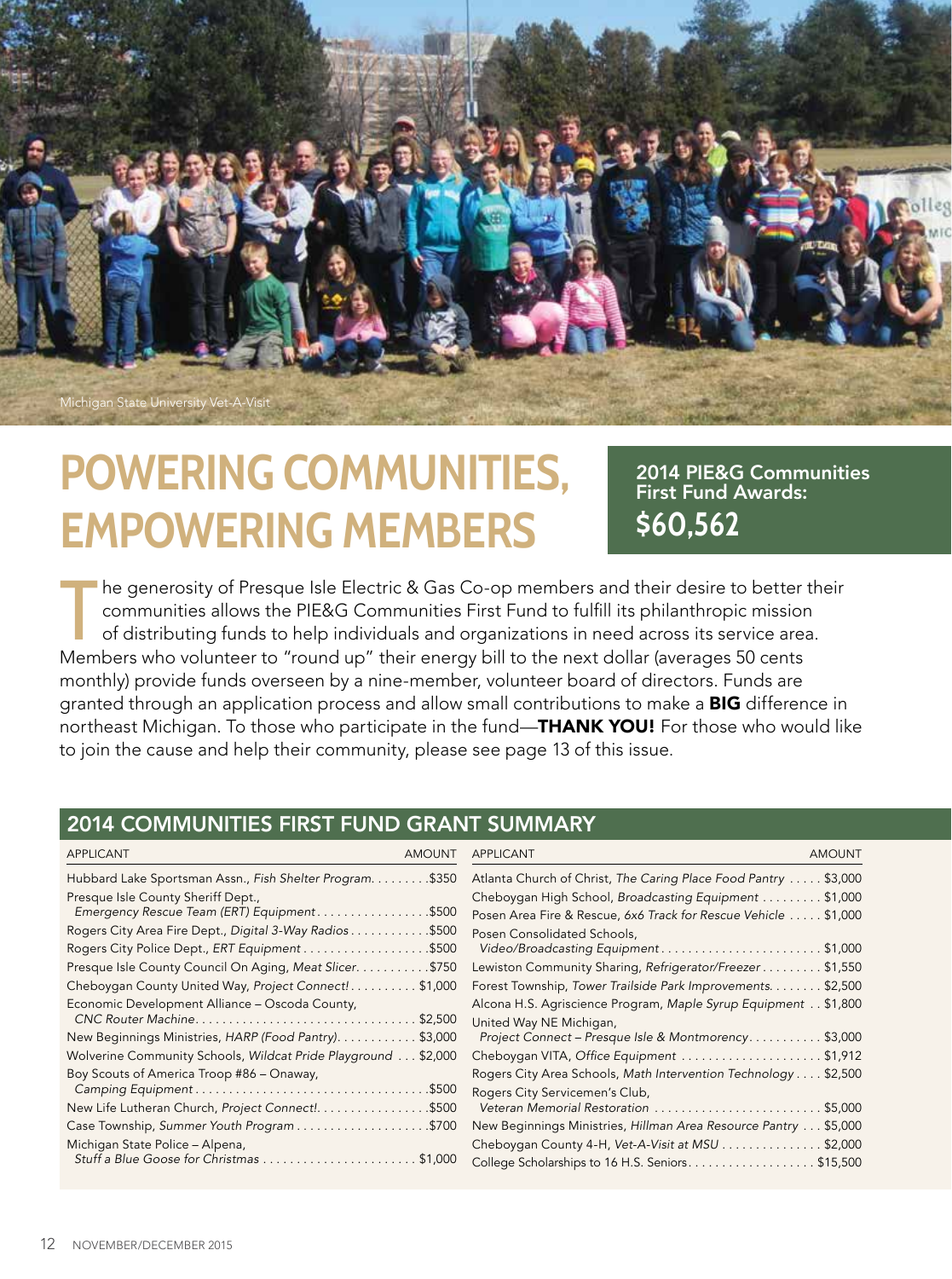Michigan State University Vet-A-Visit

# POWERING COMMUNITIES, EMPOWERING MEMBERS

**2014 PIE&G Communities First Fund Awards:**
**$60,562**

The generosity of Presque Isle Electric & Gas Co-op members and their desire to better their communities allows the PIE&G Communities First Fund to fulfill its philanthropic mission of distributing funds to help individuals and organizations in need across its service area. Members who volunteer to "round up" their energy bill to the next dollar (averages 50 cents monthly) provide funds overseen by a nine-member, volunteer board of directors. Funds are granted through an application process and allow small contributions to make a **BIG** difference in northeast Michigan. To those who participate in the fund—**THANK YOU!** For those who would like to join the cause and help their community, please see page 13 of this issue.

## 2014 COMMUNITIES FIRST FUND GRANT SUMMARY

| APPLICANT | AMOUNT |
|---|---|
| Hubbard Lake Sportsman Assn., *Fish Shelter Program* | $350 |
| Presque Isle County Sheriff Dept., *Emergency Rescue Team (ERT) Equipment* | $500 |
| Rogers City Area Fire Dept., *Digital 3-Way Radios* | $500 |
| Rogers City Police Dept., *ERT Equipment* | $500 |
| Presque Isle County Council On Aging, *Meat Slicer* | $750 |
| Cheboygan County United Way, *Project Connect!* | $1,000 |
| Economic Development Alliance – Oscoda County, *CNC Router Machine* | $2,500 |
| New Beginnings Ministries, *HARP (Food Pantry)* | $3,000 |
| Wolverine Community Schools, *Wildcat Pride Playground* | $2,000 |
| Boy Scouts of America Troop #86 – Onaway, *Camping Equipment* | $500 |
| New Life Lutheran Church, *Project Connect!* | $500 |
| Case Township, *Summer Youth Program* | $700 |
| Michigan State Police – Alpena, *Stuff a Blue Goose for Christmas* | $1,000 |
| Atlanta Church of Christ, *The Caring Place Food Pantry* | $3,000 |
| Cheboygan High School, *Broadcasting Equipment* | $1,000 |
| Posen Area Fire & Rescue, *6x6 Track for Rescue Vehicle* | $1,000 |
| Posen Consolidated Schools, *Video/Broadcasting Equipment* | $1,000 |
| Lewiston Community Sharing, *Refrigerator/Freezer* | $1,550 |
| Forest Township, *Tower Trailside Park Improvements* | $2,500 |
| Alcona H.S. Agriscience Program, *Maple Syrup Equipment* | $1,800 |
| United Way NE Michigan, *Project Connect – Presque Isle & Montmorency* | $3,000 |
| Cheboygan VITA, *Office Equipment* | $1,912 |
| Rogers City Area Schools, *Math Intervention Technology* | $2,500 |
| Rogers City Servicemen's Club, *Veteran Memorial Restoration* | $5,000 |
| New Beginnings Ministries, *Hillman Area Resource Pantry* | $5,000 |
| Cheboygan County 4-H, *Vet-A-Visit at MSU* | $2,000 |
| College Scholarships to 16 H.S. Seniors | $15,500 |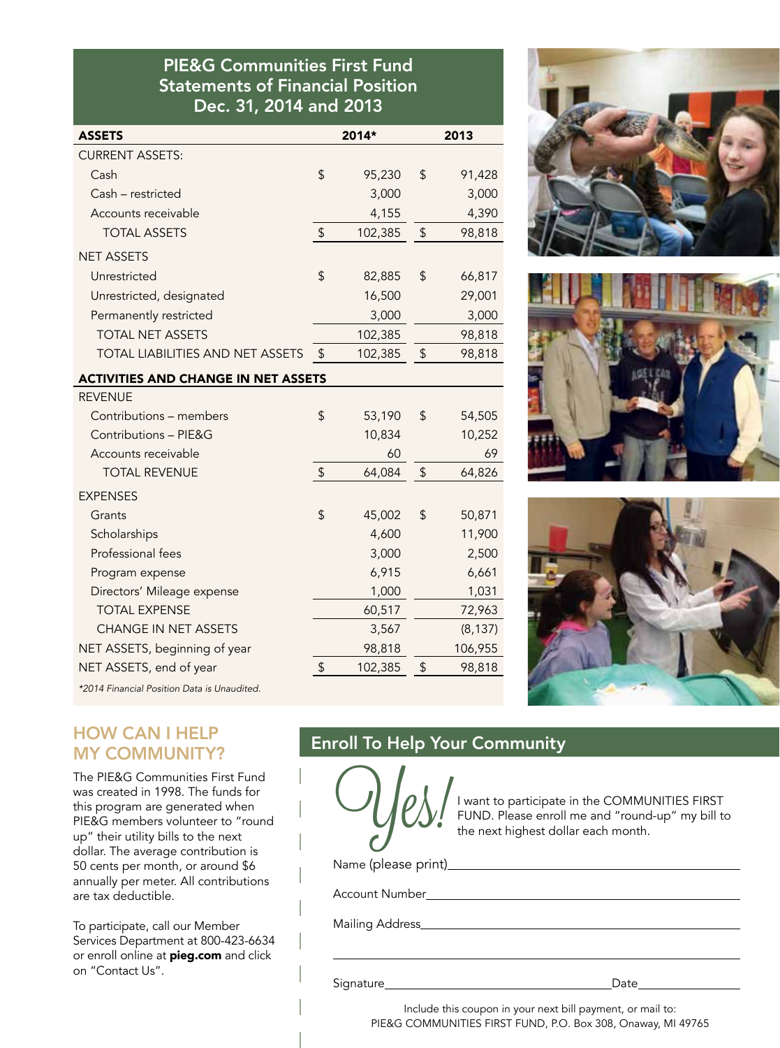## PIE&G Communities First Fund Statements of Financial Position Dec. 31, 2014 and 2013

| ASSETS | 2014* | 2013 |
|---|---|---|
| CURRENT ASSETS: | | |
| Cash | $ 95,230 | $ 91,428 |
| Cash – restricted | 3,000 | 3,000 |
| Accounts receivable | 4,155 | 4,390 |
| TOTAL ASSETS | $ 102,385 | $ 98,818 |
| NET ASSETS | | |
| Unrestricted | $ 82,885 | $ 66,817 |
| Unrestricted, designated | 16,500 | 29,001 |
| Permanently restricted | 3,000 | 3,000 |
| TOTAL NET ASSETS | 102,385 | 98,818 |
| TOTAL LIABILITIES AND NET ASSETS | $ 102,385 | $ 98,818 |
| **ACTIVITIES AND CHANGE IN NET ASSETS** | | |
| REVENUE | | |
| Contributions – members | $ 53,190 | $ 54,505 |
| Contributions – PIE&G | 10,834 | 10,252 |
| Accounts receivable | 60 | 69 |
| TOTAL REVENUE | $ 64,084 | $ 64,826 |
| EXPENSES | | |
| Grants | $ 45,002 | $ 50,871 |
| Scholarships | 4,600 | 11,900 |
| Professional fees | 3,000 | 2,500 |
| Program expense | 6,915 | 6,661 |
| Directors' Mileage expense | 1,000 | 1,031 |
| TOTAL EXPENSE | 60,517 | 72,963 |
| CHANGE IN NET ASSETS | 3,567 | (8,137) |
| NET ASSETS, beginning of year | 98,818 | 106,955 |
| NET ASSETS, end of year | $ 102,385 | $ 98,818 |

*\*2014 Financial Position Data is Unaudited.*

## HOW CAN I HELP MY COMMUNITY?

The PIE&G Communities First Fund was created in 1998. The funds for this program are generated when PIE&G members volunteer to "round up" their utility bills to the next dollar. The average contribution is 50 cents per month, or around $6 annually per meter. All contributions are tax deductible.

To participate, call our Member Services Department at 800-423-6634 or enroll online at **pieg.com** and click on "Contact Us".

## Enroll To Help Your Community

*Yes!* I want to participate in the COMMUNITIES FIRST FUND. Please enroll me and "round-up" my bill to the next highest dollar each month.

Name (please print)\_\_\_\_\_\_\_\_\_\_\_\_\_\_\_\_\_\_\_\_\_\_\_\_\_\_\_\_\_\_

Account Number\_\_\_\_\_\_\_\_\_\_\_\_\_\_\_\_\_\_\_\_\_\_\_\_\_\_\_\_\_\_

Mailing Address\_\_\_\_\_\_\_\_\_\_\_\_\_\_\_\_\_\_\_\_\_\_\_\_\_\_\_\_\_\_

Signature\_\_\_\_\_\_\_\_\_\_\_\_\_\_\_\_\_\_\_\_ Date\_\_\_\_\_\_\_\_\_\_

Include this coupon in your next bill payment, or mail to:
PIE&G COMMUNITIES FIRST FUND, P.O. Box 308, Onaway, MI 49765